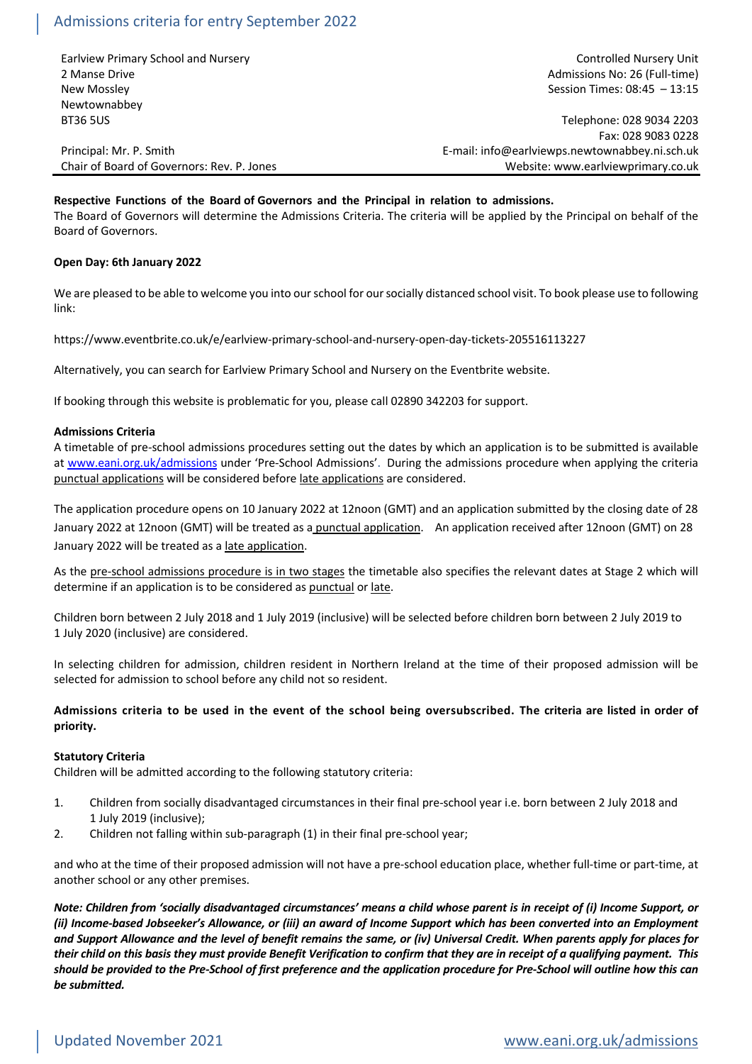# Admissions criteria for entry September 2022

| | |
|---|---|
| Earlview Primary School and Nursery | Controlled Nursery Unit |
| 2 Manse Drive | Admissions No: 26 (Full-time) |
| New Mossley | Session Times: 08:45 – 13:15 |
| Newtownabbey | |
| BT36 5US | Telephone: 028 9034 2203 |
| | Fax: 028 9083 0228 |
| Principal: Mr. P. Smith | E-mail: info@earlviewps.newtownabbey.ni.sch.uk |
| Chair of Board of Governors: Rev. P. Jones | Website: www.earlviewprimary.co.uk |

**Respective Functions of the Board of Governors and the Principal in relation to admissions.**
The Board of Governors will determine the Admissions Criteria. The criteria will be applied by the Principal on behalf of the Board of Governors.

**Open Day: 6th January 2022**

We are pleased to be able to welcome you into our school for our socially distanced school visit. To book please use to following link:

https://www.eventbrite.co.uk/e/earlview-primary-school-and-nursery-open-day-tickets-205516113227

Alternatively, you can search for Earlview Primary School and Nursery on the Eventbrite website.

If booking through this website is problematic for you, please call 02890 342203 for support.

**Admissions Criteria**
A timetable of pre-school admissions procedures setting out the dates by which an application is to be submitted is available at www.eani.org.uk/admissions under 'Pre-School Admissions'. During the admissions procedure when applying the criteria punctual applications will be considered before late applications are considered.

The application procedure opens on 10 January 2022 at 12noon (GMT) and an application submitted by the closing date of 28 January 2022 at 12noon (GMT) will be treated as a punctual application. An application received after 12noon (GMT) on 28 January 2022 will be treated as a late application.

As the pre-school admissions procedure is in two stages the timetable also specifies the relevant dates at Stage 2 which will determine if an application is to be considered as punctual or late.

Children born between 2 July 2018 and 1 July 2019 (inclusive) will be selected before children born between 2 July 2019 to 1 July 2020 (inclusive) are considered.

In selecting children for admission, children resident in Northern Ireland at the time of their proposed admission will be selected for admission to school before any child not so resident.

**Admissions criteria to be used in the event of the school being oversubscribed. The criteria are listed in order of priority.**

**Statutory Criteria**
Children will be admitted according to the following statutory criteria:

1. Children from socially disadvantaged circumstances in their final pre-school year i.e. born between 2 July 2018 and 1 July 2019 (inclusive);
2. Children not falling within sub-paragraph (1) in their final pre-school year;

and who at the time of their proposed admission will not have a pre-school education place, whether full-time or part-time, at another school or any other premises.

***Note: Children from 'socially disadvantaged circumstances' means a child whose parent is in receipt of (i) Income Support, or (ii) Income-based Jobseeker's Allowance, or (iii) an award of Income Support which has been converted into an Employment and Support Allowance and the level of benefit remains the same, or (iv) Universal Credit. When parents apply for places for their child on this basis they must provide Benefit Verification to confirm that they are in receipt of a qualifying payment. This should be provided to the Pre-School of first preference and the application procedure for Pre-School will outline how this can be submitted.***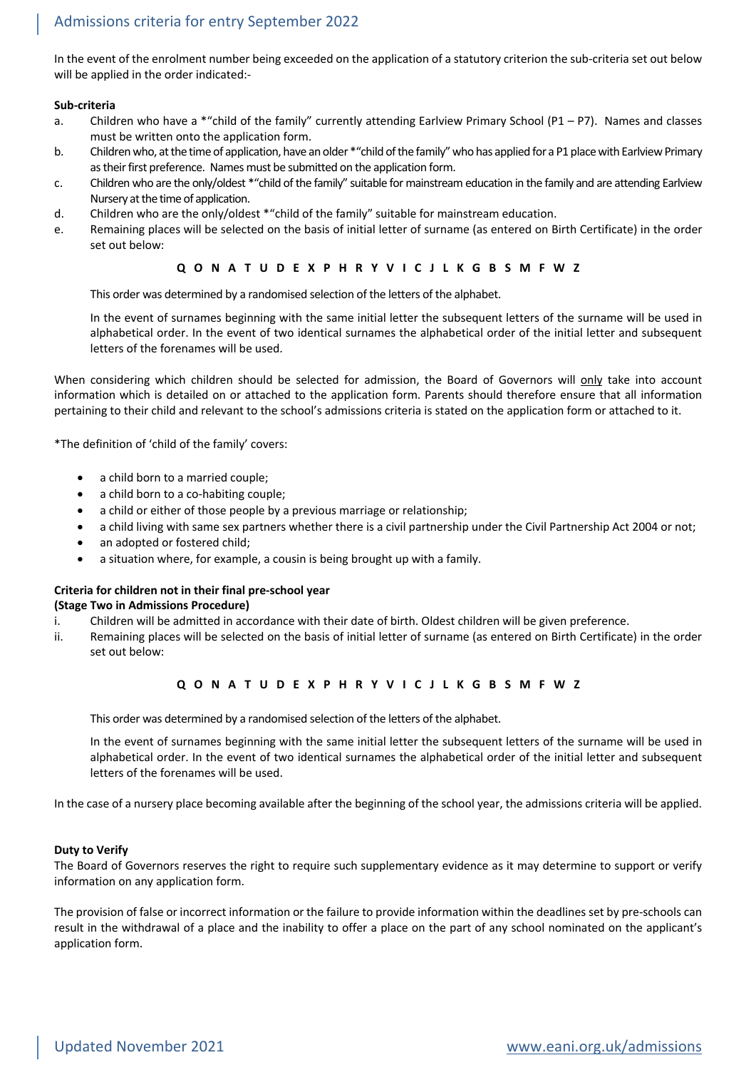## Admissions criteria for entry September 2022

In the event of the enrolment number being exceeded on the application of a statutory criterion the sub-criteria set out below will be applied in the order indicated:-

**Sub-criteria**

a. Children who have a *"child of the family" currently attending Earlview Primary School (P1 – P7). Names and classes must be written onto the application form.
b. Children who, at the time of application, have an older *"child of the family" who has applied for a P1 place with Earlview Primary as their first preference. Names must be submitted on the application form.
c. Children who are the only/oldest *"child of the family" suitable for mainstream education in the family and are attending Earlview Nursery at the time of application.
d. Children who are the only/oldest *"child of the family" suitable for mainstream education.
e. Remaining places will be selected on the basis of initial letter of surname (as entered on Birth Certificate) in the order set out below:

**Q O N A T U D E X P H R Y V I C J L K G B S M F W Z**

This order was determined by a randomised selection of the letters of the alphabet.

In the event of surnames beginning with the same initial letter the subsequent letters of the surname will be used in alphabetical order. In the event of two identical surnames the alphabetical order of the initial letter and subsequent letters of the forenames will be used.

When considering which children should be selected for admission, the Board of Governors will only take into account information which is detailed on or attached to the application form. Parents should therefore ensure that all information pertaining to their child and relevant to the school's admissions criteria is stated on the application form or attached to it.

*The definition of 'child of the family' covers:

- a child born to a married couple;
- a child born to a co-habiting couple;
- a child or either of those people by a previous marriage or relationship;
- a child living with same sex partners whether there is a civil partnership under the Civil Partnership Act 2004 or not;
- an adopted or fostered child;
- a situation where, for example, a cousin is being brought up with a family.

**Criteria for children not in their final pre-school year**
**(Stage Two in Admissions Procedure)**

i. Children will be admitted in accordance with their date of birth. Oldest children will be given preference.
ii. Remaining places will be selected on the basis of initial letter of surname (as entered on Birth Certificate) in the order set out below:

**Q O N A T U D E X P H R Y V I C J L K G B S M F W Z**

This order was determined by a randomised selection of the letters of the alphabet.

In the event of surnames beginning with the same initial letter the subsequent letters of the surname will be used in alphabetical order. In the event of two identical surnames the alphabetical order of the initial letter and subsequent letters of the forenames will be used.

In the case of a nursery place becoming available after the beginning of the school year, the admissions criteria will be applied.

**Duty to Verify**

The Board of Governors reserves the right to require such supplementary evidence as it may determine to support or verify information on any application form.

The provision of false or incorrect information or the failure to provide information within the deadlines set by pre-schools can result in the withdrawal of a place and the inability to offer a place on the part of any school nominated on the applicant's application form.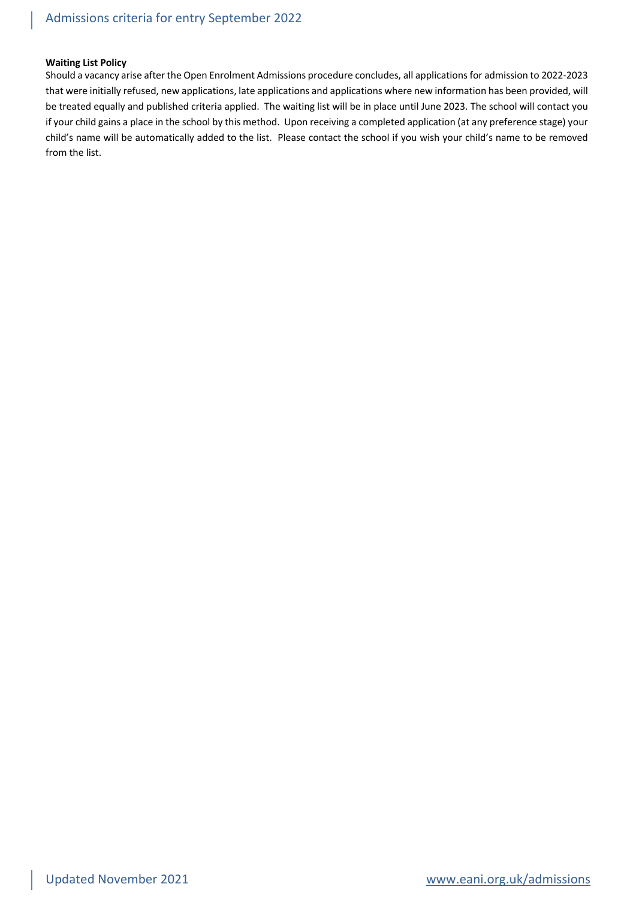**Waiting List Policy**

Should a vacancy arise after the Open Enrolment Admissions procedure concludes, all applications for admission to 2022-2023 that were initially refused, new applications, late applications and applications where new information has been provided, will be treated equally and published criteria applied. The waiting list will be in place until June 2023. The school will contact you if your child gains a place in the school by this method. Upon receiving a completed application (at any preference stage) your child's name will be automatically added to the list. Please contact the school if you wish your child's name to be removed from the list.